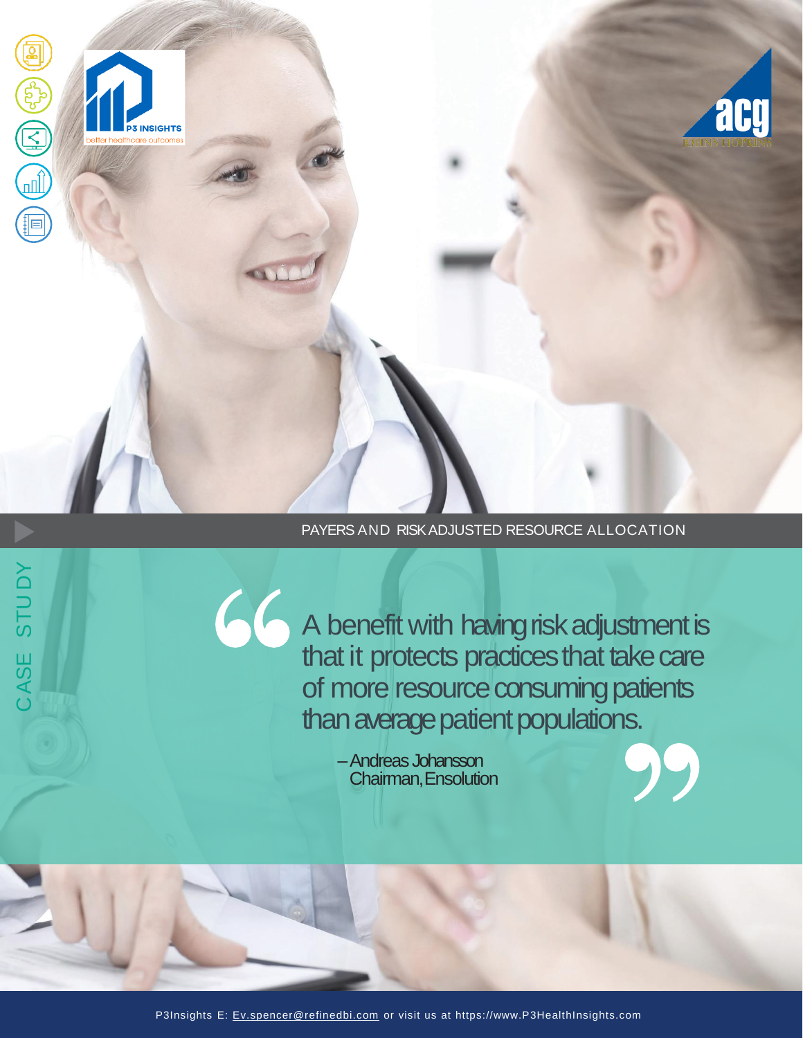P3 INSIGHTS
better healthcare outcomes

acg

CASE STUDY

# PAYERS AND RISK ADJUSTED RESOURCE ALLOCATION

> A benefit with having risk adjustment is that it protects practices that take care of more resource consuming patients than average patient populations.
>
> – Andreas Johansson
> Chairman, Ensolution

P3Insights E: Ev.spencer@refinedbi.com or visit us at https://www.P3HealthInsights.com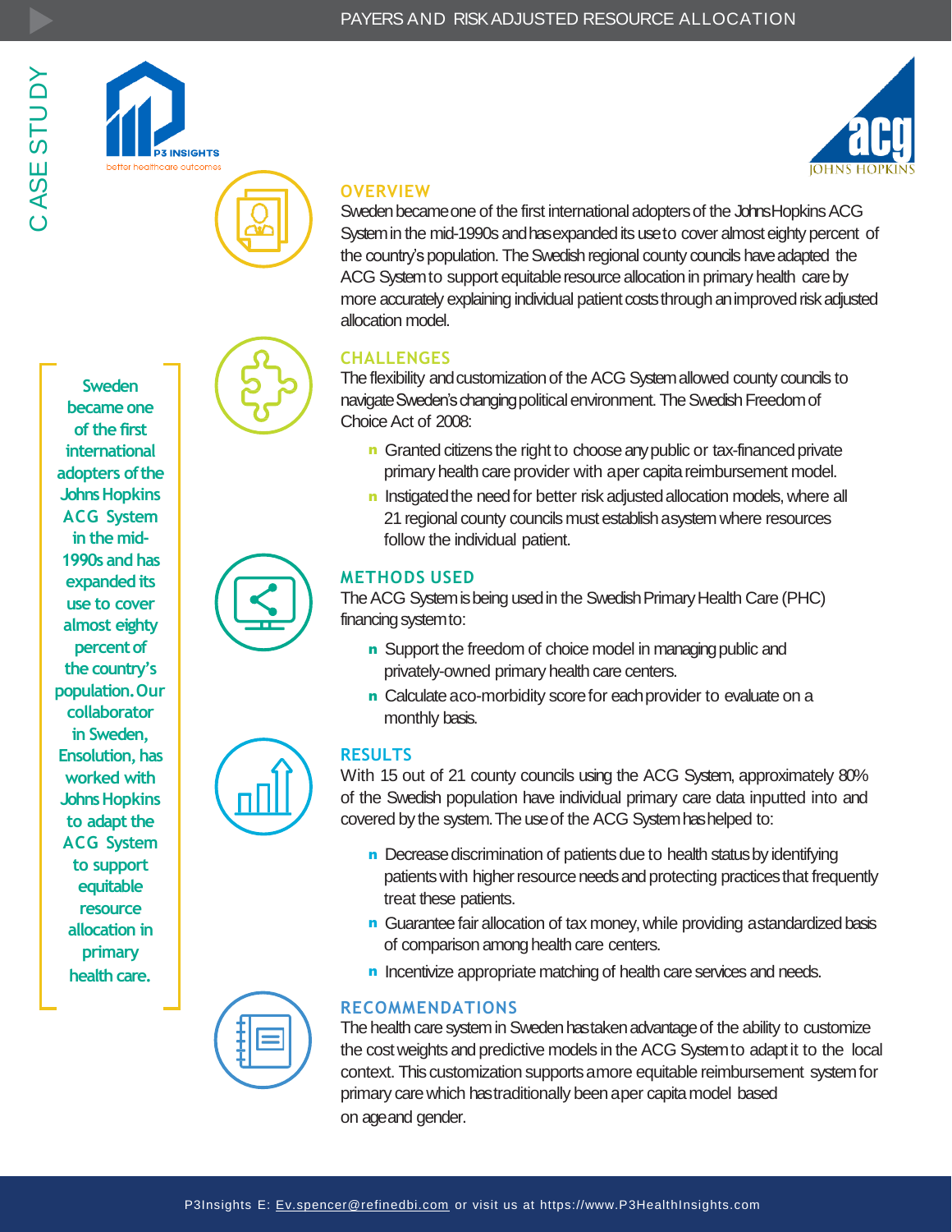CASE STUDY

P3 INSIGHTS
better healthcare outcomes

# PAYERS AND RISK ADJUSTED RESOURCE ALLOCATION

Sweden became one of the first international adopters of the Johns Hopkins ACG System in the mid-1990s and has expanded its use to cover almost eighty percent of the country's population. Our collaborator in Sweden, Ensolution, has worked with Johns Hopkins to adapt the ACG System to support equitable resource allocation in primary health care.

## OVERVIEW

Sweden became one of the first international adopters of the Johns Hopkins ACG System in the mid-1990s and has expanded its use to cover almost eighty percent of the country's population. The Swedish regional county councils have adapted the ACG System to support equitable resource allocation in primary health care by more accurately explaining individual patient costs through an improved risk adjusted allocation model.

## CHALLENGES

The flexibility and customization of the ACG System allowed county councils to navigate Sweden's changing political environment. The Swedish Freedom of Choice Act of 2008:

- Granted citizens the right to choose any public or tax-financed private primary health care provider with a per capita reimbursement model.
- Instigated the need for better risk adjusted allocation models, where all 21 regional county councils must establish a system where resources follow the individual patient.

## METHODS USED

The ACG System is being used in the Swedish Primary Health Care (PHC) financing system to:

- Support the freedom of choice model in managing public and privately-owned primary health care centers.
- Calculate a co-morbidity score for each provider to evaluate on a monthly basis.

## RESULTS

With 15 out of 21 county councils using the ACG System, approximately 80% of the Swedish population have individual primary care data inputted into and covered by the system. The use of the ACG System has helped to:

- Decrease discrimination of patients due to health status by identifying patients with higher resource needs and protecting practices that frequently treat these patients.
- Guarantee fair allocation of tax money, while providing a standardized basis of comparison among health care centers.
- Incentivize appropriate matching of health care services and needs.

## RECOMMENDATIONS

The health care system in Sweden has taken advantage of the ability to customize the cost weights and predictive models in the ACG System to adapt it to the local context. This customization supports a more equitable reimbursement system for primary care which has traditionally been a per capita model based on age and gender.

P3Insights E: Ev.spencer@refinedbi.com or visit us at https://www.P3HealthInsights.com